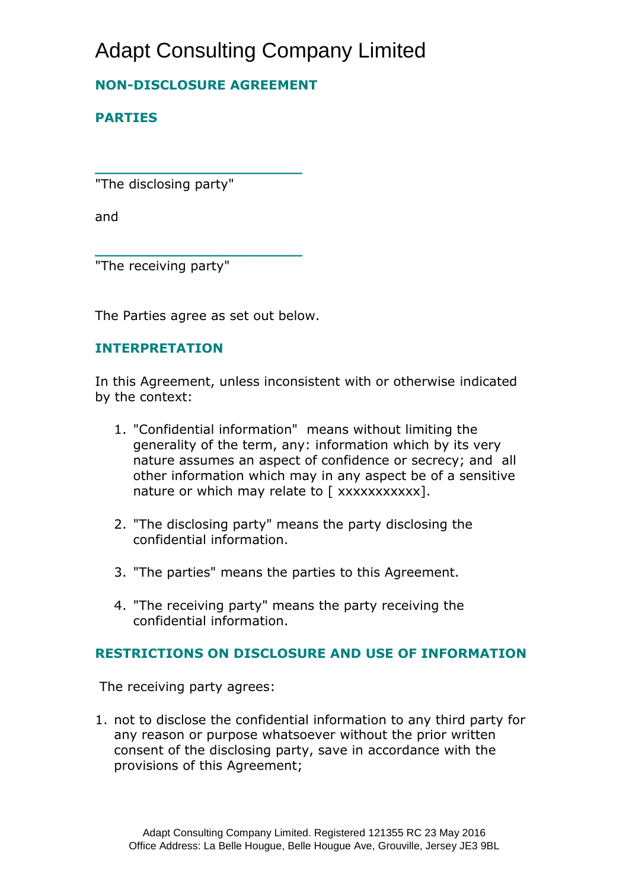# Adapt Consulting Company Limited

## NON-DISCLOSURE AGREEMENT

## PARTIES

\_\_\_\_\_\_\_\_\_\_\_\_\_\_\_\_\_\_\_\_\_\_\_\_

"The disclosing party"

and

\_\_\_\_\_\_\_\_\_\_\_\_\_\_\_\_\_\_\_\_\_\_\_\_

"The receiving party"

The Parties agree as set out below.

## INTERPRETATION

In this Agreement, unless inconsistent with or otherwise indicated by the context:

1. "Confidential information" means without limiting the generality of the term, any: information which by its very nature assumes an aspect of confidence or secrecy; and all other information which may in any aspect be of a sensitive nature or which may relate to [ xxxxxxxxxxx].

2. "The disclosing party" means the party disclosing the confidential information.

3. "The parties" means the parties to this Agreement.

4. "The receiving party" means the party receiving the confidential information.

## RESTRICTIONS ON DISCLOSURE AND USE OF INFORMATION

The receiving party agrees:

1. not to disclose the confidential information to any third party for any reason or purpose whatsoever without the prior written consent of the disclosing party, save in accordance with the provisions of this Agreement;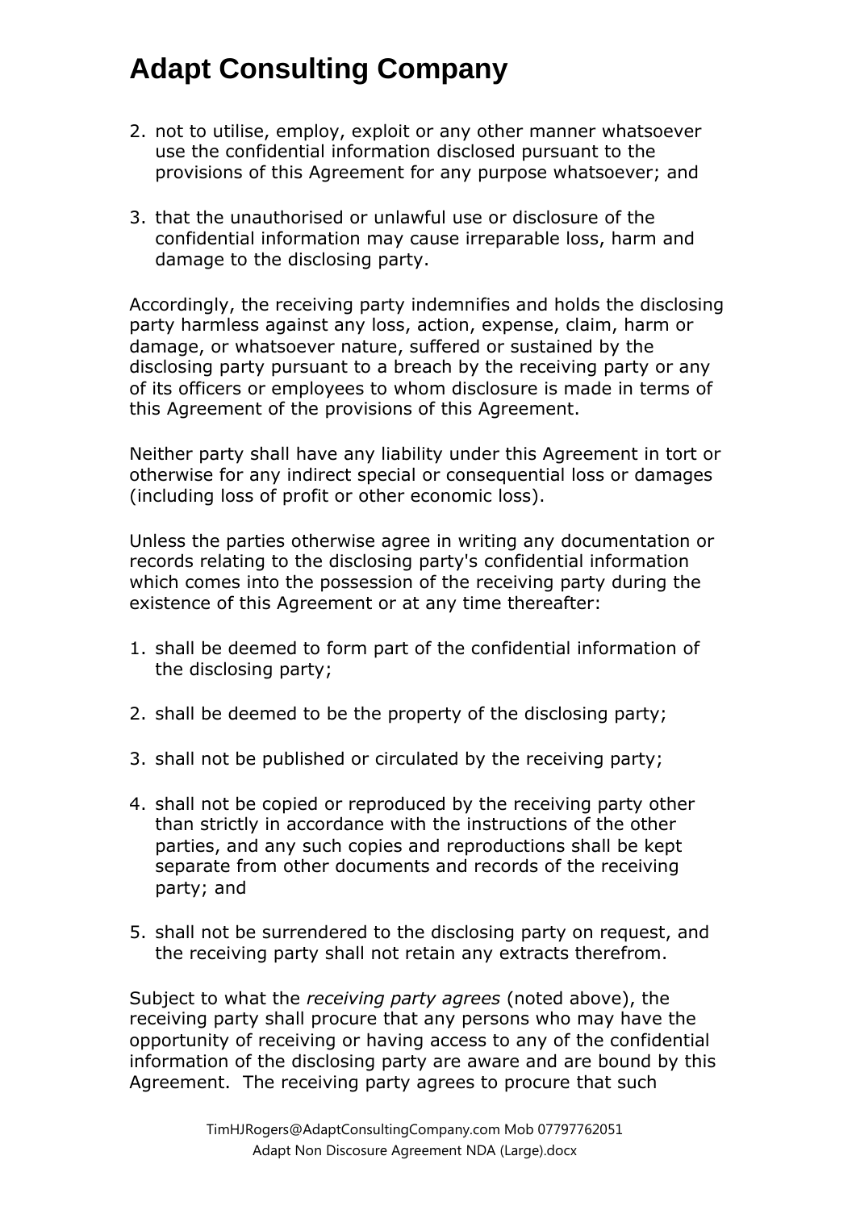2. not to utilise, employ, exploit or any other manner whatsoever use the confidential information disclosed pursuant to the provisions of this Agreement for any purpose whatsoever; and

3. that the unauthorised or unlawful use or disclosure of the confidential information may cause irreparable loss, harm and damage to the disclosing party.

Accordingly, the receiving party indemnifies and holds the disclosing party harmless against any loss, action, expense, claim, harm or damage, or whatsoever nature, suffered or sustained by the disclosing party pursuant to a breach by the receiving party or any of its officers or employees to whom disclosure is made in terms of this Agreement of the provisions of this Agreement.

Neither party shall have any liability under this Agreement in tort or otherwise for any indirect special or consequential loss or damages (including loss of profit or other economic loss).

Unless the parties otherwise agree in writing any documentation or records relating to the disclosing party's confidential information which comes into the possession of the receiving party during the existence of this Agreement or at any time thereafter:

1. shall be deemed to form part of the confidential information of the disclosing party;

2. shall be deemed to be the property of the disclosing party;

3. shall not be published or circulated by the receiving party;

4. shall not be copied or reproduced by the receiving party other than strictly in accordance with the instructions of the other parties, and any such copies and reproductions shall be kept separate from other documents and records of the receiving party; and

5. shall not be surrendered to the disclosing party on request, and the receiving party shall not retain any extracts therefrom.

Subject to what the *receiving party agrees* (noted above), the receiving party shall procure that any persons who may have the opportunity of receiving or having access to any of the confidential information of the disclosing party are aware and are bound by this Agreement. The receiving party agrees to procure that such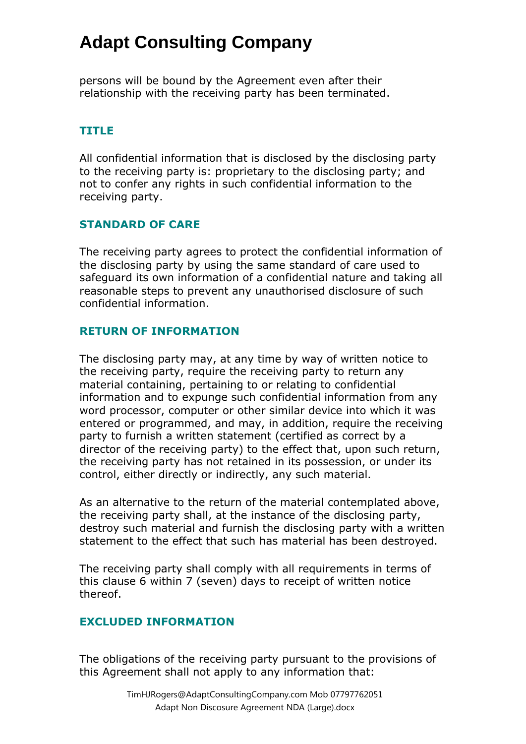persons will be bound by the Agreement even after their relationship with the receiving party has been terminated.

## TITLE

All confidential information that is disclosed by the disclosing party to the receiving party is: proprietary to the disclosing party; and not to confer any rights in such confidential information to the receiving party.

## STANDARD OF CARE

The receiving party agrees to protect the confidential information of the disclosing party by using the same standard of care used to safeguard its own information of a confidential nature and taking all reasonable steps to prevent any unauthorised disclosure of such confidential information.

## RETURN OF INFORMATION

The disclosing party may, at any time by way of written notice to the receiving party, require the receiving party to return any material containing, pertaining to or relating to confidential information and to expunge such confidential information from any word processor, computer or other similar device into which it was entered or programmed, and may, in addition, require the receiving party to furnish a written statement (certified as correct by a director of the receiving party) to the effect that, upon such return, the receiving party has not retained in its possession, or under its control, either directly or indirectly, any such material.

As an alternative to the return of the material contemplated above, the receiving party shall, at the instance of the disclosing party, destroy such material and furnish the disclosing party with a written statement to the effect that such has material has been destroyed.

The receiving party shall comply with all requirements in terms of this clause 6 within 7 (seven) days to receipt of written notice thereof.

## EXCLUDED INFORMATION

The obligations of the receiving party pursuant to the provisions of this Agreement shall not apply to any information that: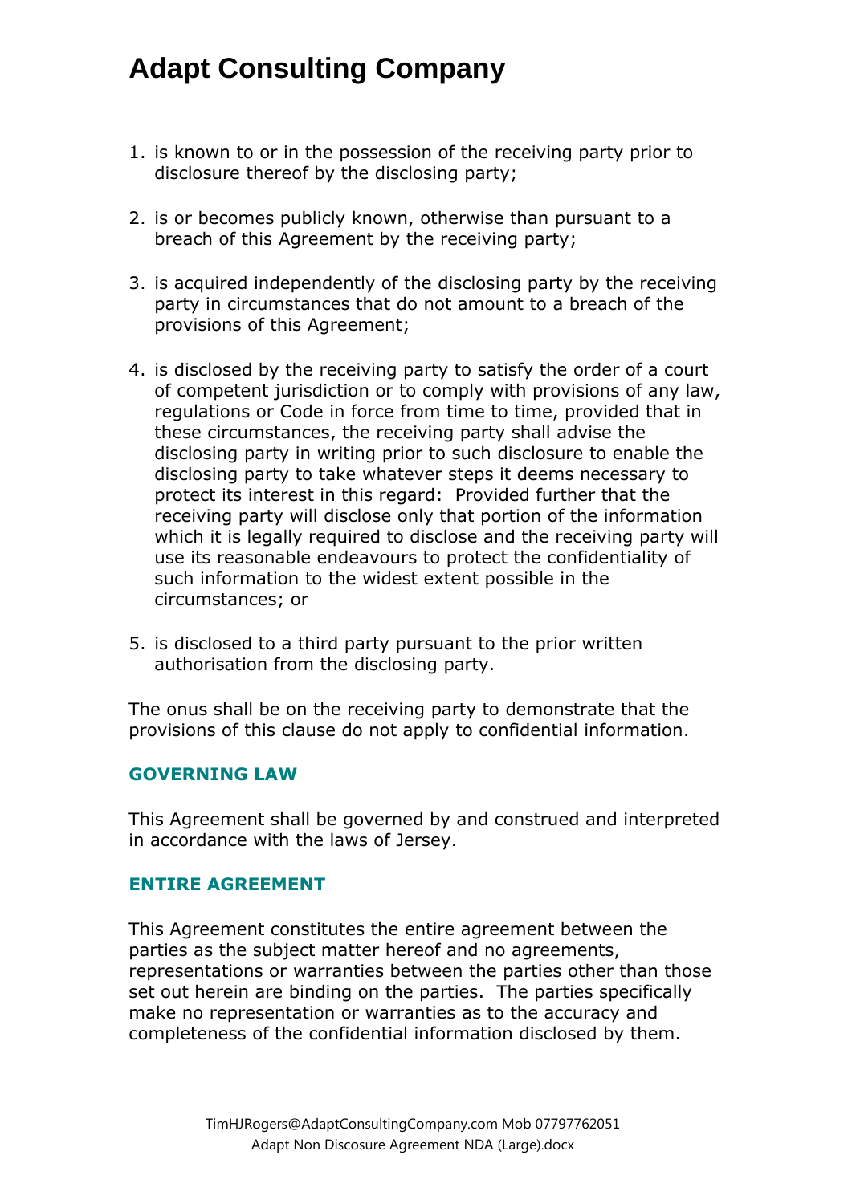1. is known to or in the possession of the receiving party prior to disclosure thereof by the disclosing party;

2. is or becomes publicly known, otherwise than pursuant to a breach of this Agreement by the receiving party;

3. is acquired independently of the disclosing party by the receiving party in circumstances that do not amount to a breach of the provisions of this Agreement;

4. is disclosed by the receiving party to satisfy the order of a court of competent jurisdiction or to comply with provisions of any law, regulations or Code in force from time to time, provided that in these circumstances, the receiving party shall advise the disclosing party in writing prior to such disclosure to enable the disclosing party to take whatever steps it deems necessary to protect its interest in this regard: Provided further that the receiving party will disclose only that portion of the information which it is legally required to disclose and the receiving party will use its reasonable endeavours to protect the confidentiality of such information to the widest extent possible in the circumstances; or

5. is disclosed to a third party pursuant to the prior written authorisation from the disclosing party.

The onus shall be on the receiving party to demonstrate that the provisions of this clause do not apply to confidential information.

## GOVERNING LAW

This Agreement shall be governed by and construed and interpreted in accordance with the laws of Jersey.

## ENTIRE AGREEMENT

This Agreement constitutes the entire agreement between the parties as the subject matter hereof and no agreements, representations or warranties between the parties other than those set out herein are binding on the parties. The parties specifically make no representation or warranties as to the accuracy and completeness of the confidential information disclosed by them.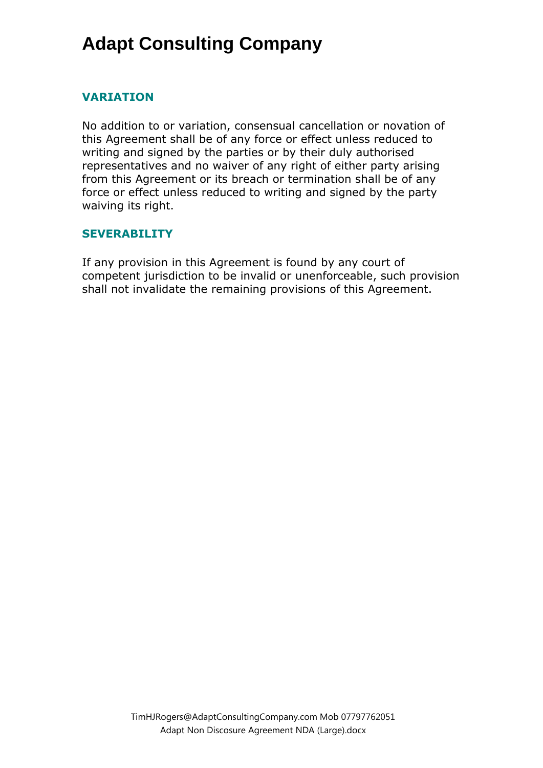# Adapt Consulting Company

## VARIATION

No addition to or variation, consensual cancellation or novation of this Agreement shall be of any force or effect unless reduced to writing and signed by the parties or by their duly authorised representatives and no waiver of any right of either party arising from this Agreement or its breach or termination shall be of any force or effect unless reduced to writing and signed by the party waiving its right.

## SEVERABILITY

If any provision in this Agreement is found by any court of competent jurisdiction to be invalid or unenforceable, such provision shall not invalidate the remaining provisions of this Agreement.